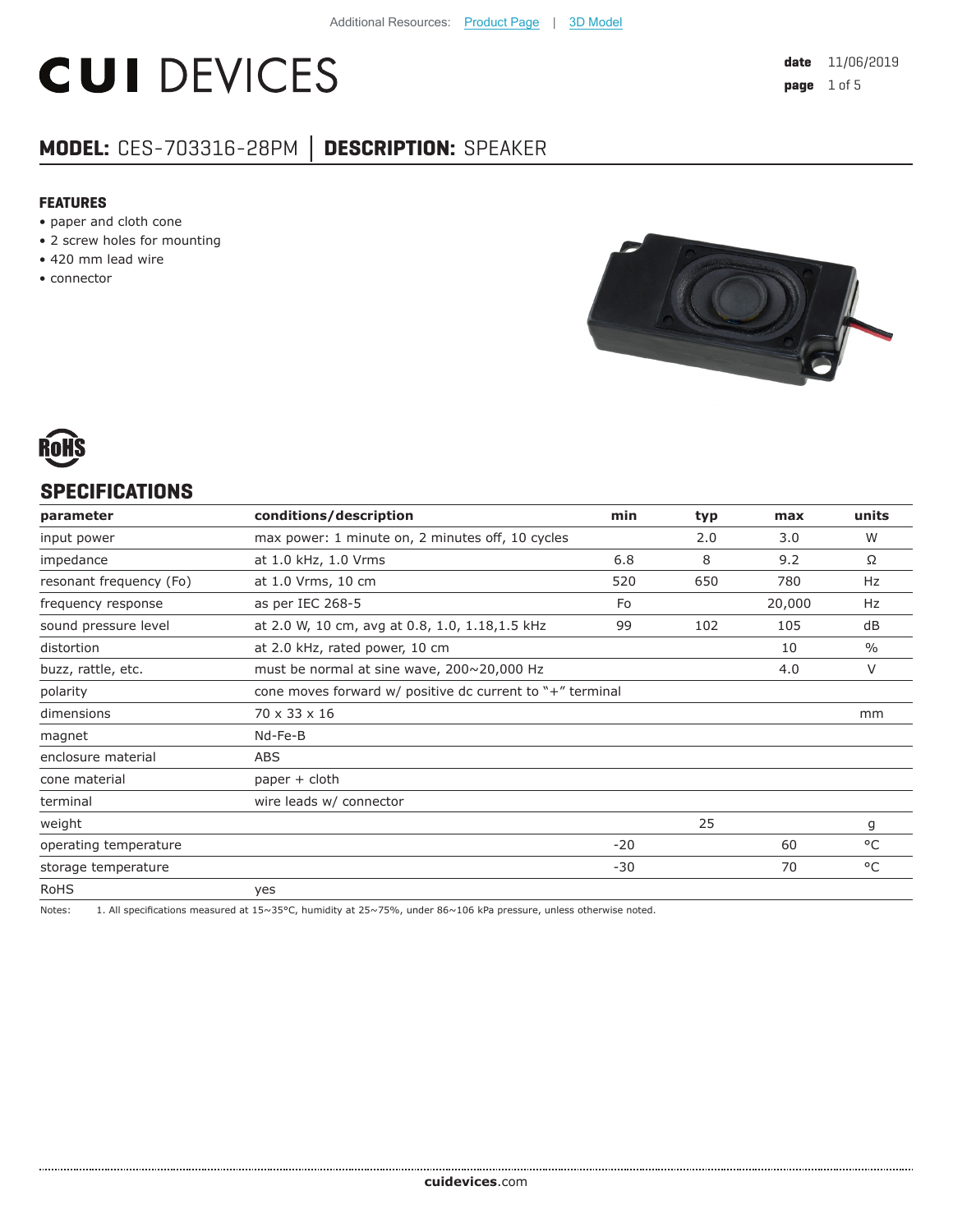Additional Resources: Product Page | 3D Model

# CUI DEVICES

**date** 11/06/2019

## MODEL: CES-703316-28PM | DESCRIPTION: SPEAKER

### FEATURES

- paper and cloth cone
- 2 screw holes for mounting
- 420 mm lead wire
- connector

RoHS

## SPECIFICATIONS

| parameter | conditions/description | min | typ | max | units |
|---|---|---|---|---|---|
| input power | max power: 1 minute on, 2 minutes off, 10 cycles | | 2.0 | 3.0 | W |
| impedance | at 1.0 kHz, 1.0 Vrms | 6.8 | 8 | 9.2 | Ω |
| resonant frequency (Fo) | at 1.0 Vrms, 10 cm | 520 | 650 | 780 | Hz |
| frequency response | as per IEC 268-5 | Fo | | 20,000 | Hz |
| sound pressure level | at 2.0 W, 10 cm, avg at 0.8, 1.0, 1.18,1.5 kHz | 99 | 102 | 105 | dB |
| distortion | at 2.0 kHz, rated power, 10 cm | | | 10 | % |
| buzz, rattle, etc. | must be normal at sine wave, 200~20,000 Hz | | | 4.0 | V |
| polarity | cone moves forward w/ positive dc current to "+" terminal | | | | |
| dimensions | 70 x 33 x 16 | | | | mm |
| magnet | Nd-Fe-B | | | | |
| enclosure material | ABS | | | | |
| cone material | paper + cloth | | | | |
| terminal | wire leads w/ connector | | | | |
| weight | | | 25 | | g |
| operating temperature | | -20 | | 60 | °C |
| storage temperature | | -30 | | 70 | °C |
| RoHS | yes | | | | |

Notes: 1. All specifications measured at 15~35°C, humidity at 25~75%, under 86~106 kPa pressure, unless otherwise noted.

**cuidevices**.com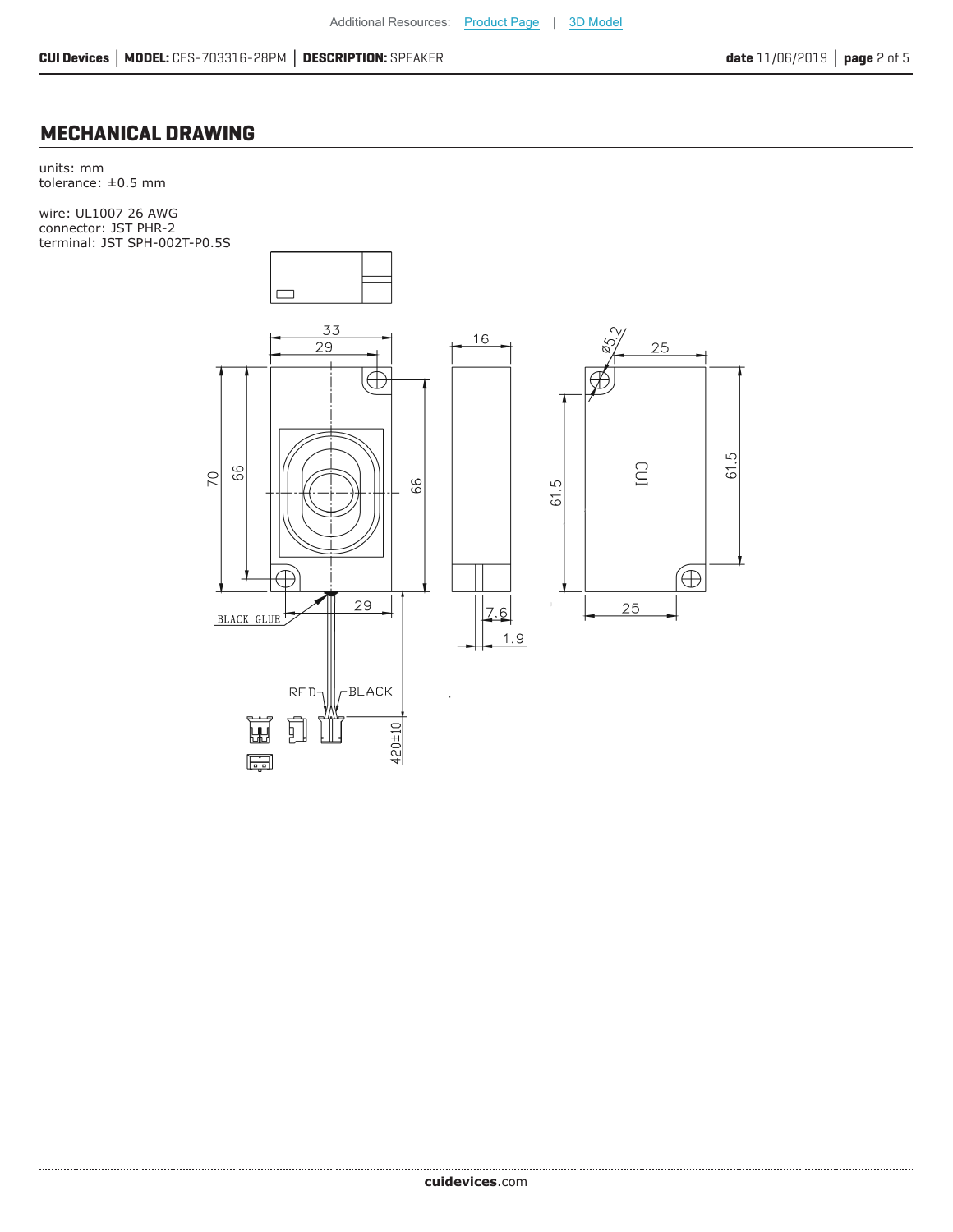## MECHANICAL DRAWING

units: mm
tolerance: ±0.5 mm

wire: UL1007 26 AWG
connector: JST PHR-2
terminal: JST SPH-002T-P0.5S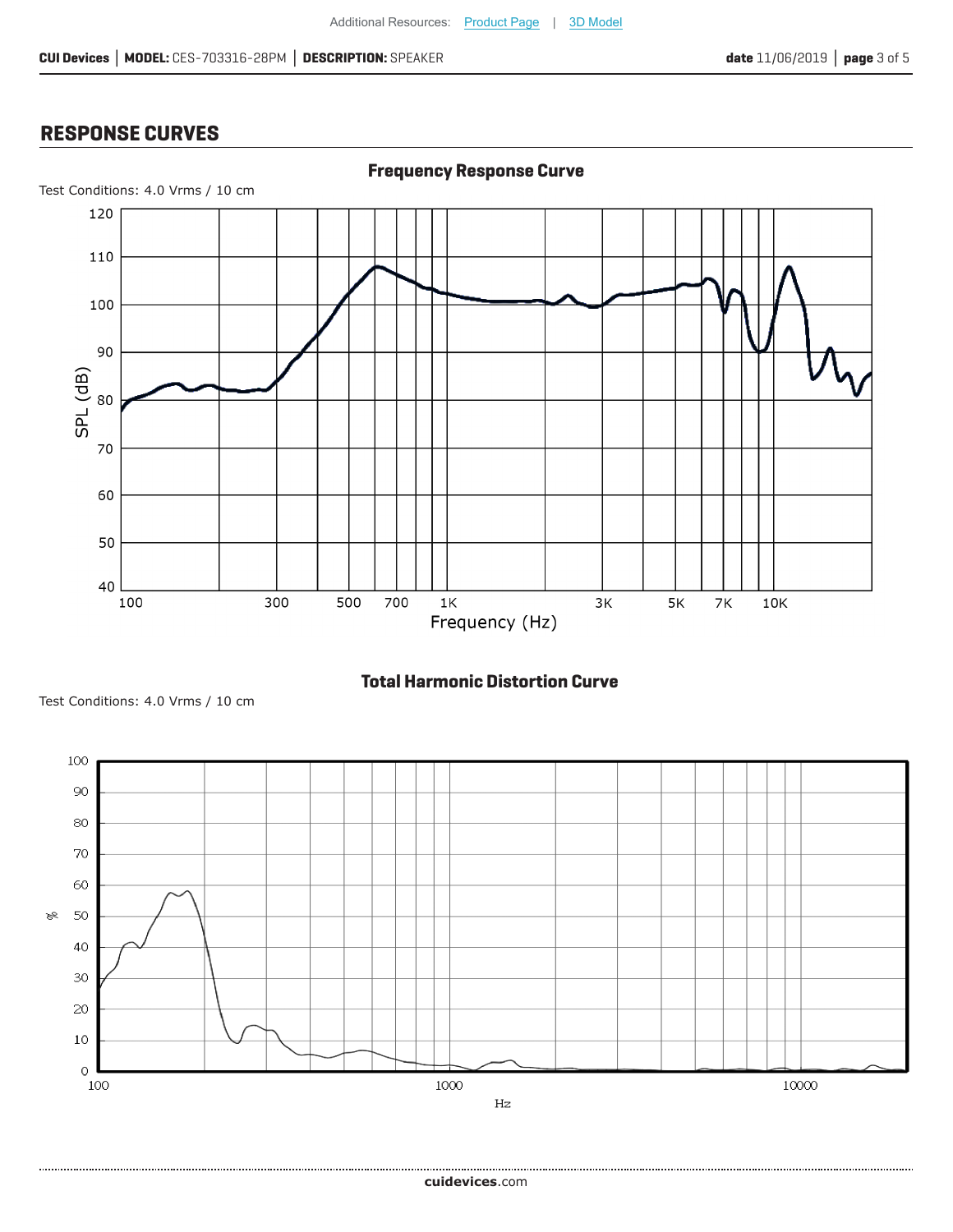## RESPONSE CURVES

**Frequency Response Curve**

Test Conditions: 4.0 Vrms / 10 cm

**Total Harmonic Distortion Curve**

Test Conditions: 4.0 Vrms / 10 cm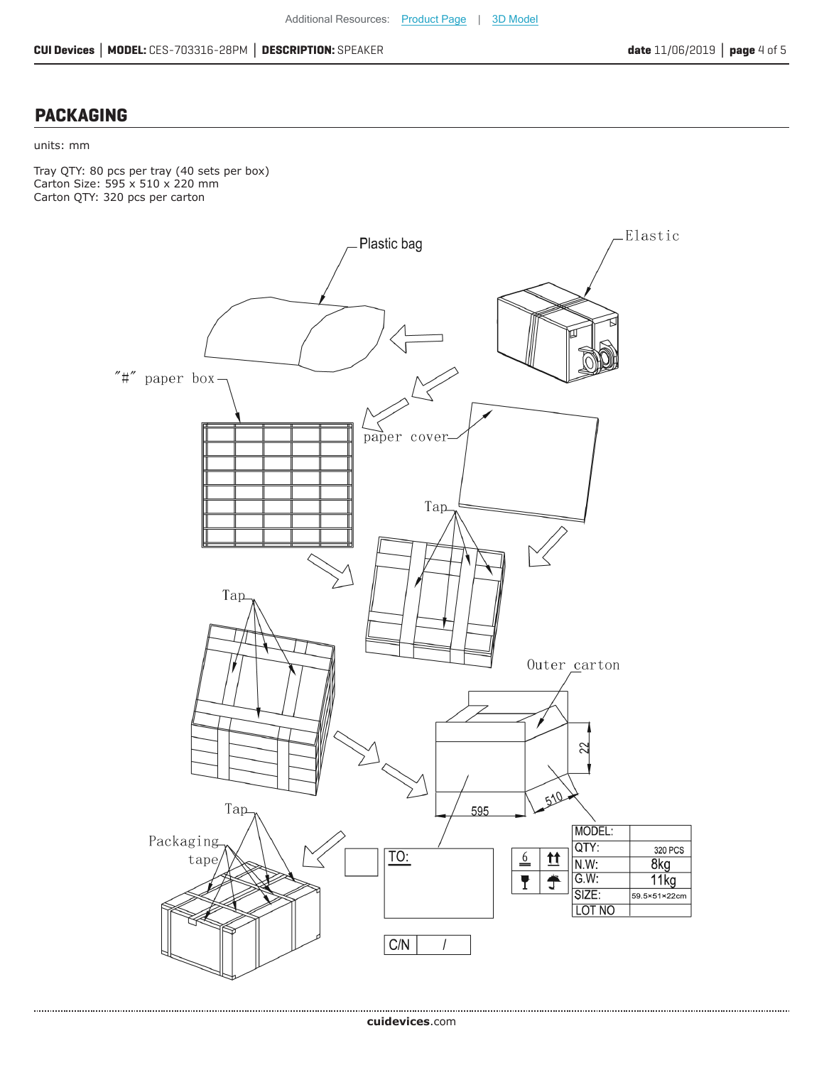## PACKAGING

units: mm

Tray QTY: 80 pcs per tray (40 sets per box)
Carton Size: 595 x 510 x 220 mm
Carton QTY: 320 pcs per carton

Plastic bag

Elastic

"#" paper box

paper cover

Tap

Tap

Outer carton

22

595

510

Tap

Packaging tape

TO:

C/N /

| MODEL: | |
|---|---|
| QTY: | 320 PCS |
| N.W: | 8kg |
| G.W: | 11kg |
| SIZE: | 59.5×51×22cm |
| LOT NO | |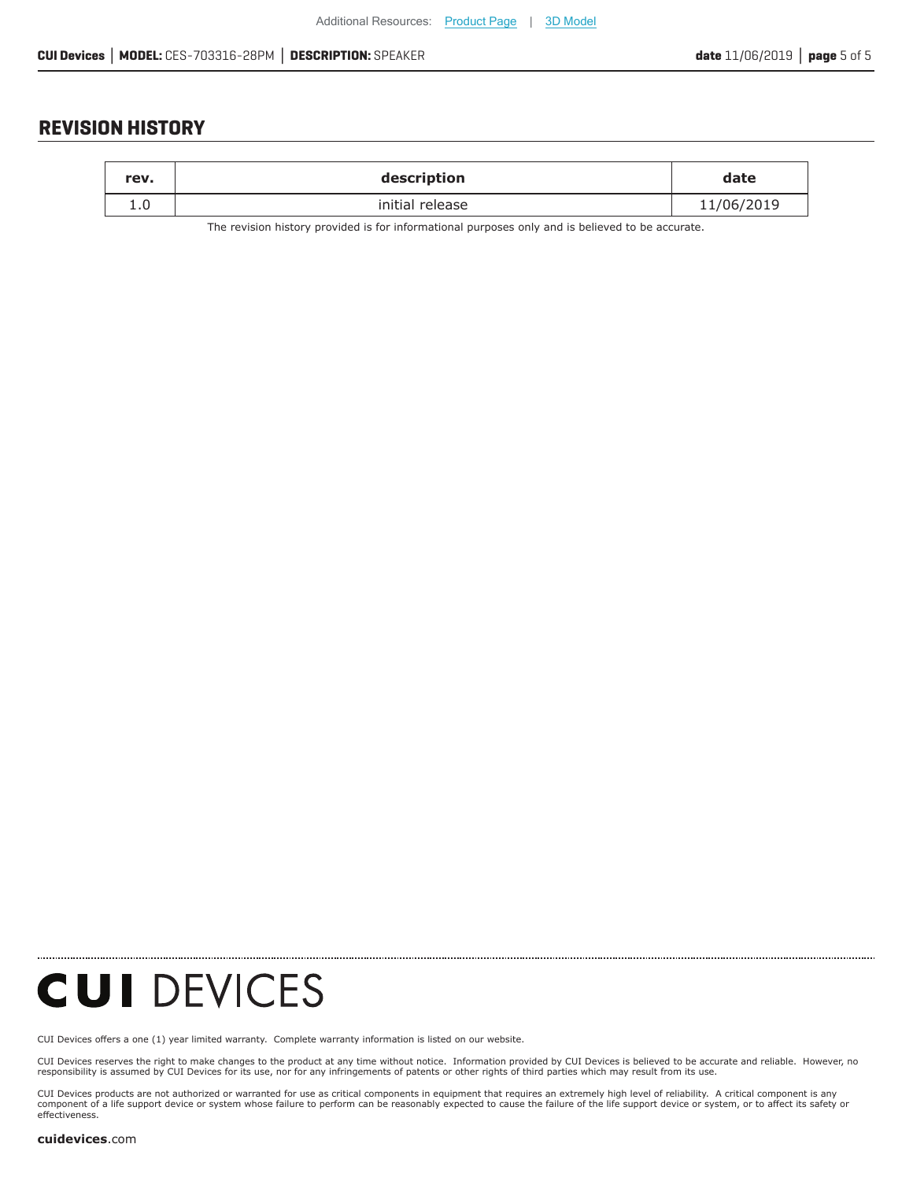## REVISION HISTORY

| rev. | description | date |
|---|---|---|
| 1.0 | initial release | 11/06/2019 |

The revision history provided is for informational purposes only and is believed to be accurate.

**CUI DEVICES**

CUI Devices offers a one (1) year limited warranty. Complete warranty information is listed on our website.

CUI Devices reserves the right to make changes to the product at any time without notice. Information provided by CUI Devices is believed to be accurate and reliable. However, no responsibility is assumed by CUI Devices for its use, nor for any infringements of patents or other rights of third parties which may result from its use.

CUI Devices products are not authorized or warranted for use as critical components in equipment that requires an extremely high level of reliability. A critical component is any component of a life support device or system whose failure to perform can be reasonably expected to cause the failure of the life support device or system, or to affect its safety or effectiveness.

**cuidevices**.com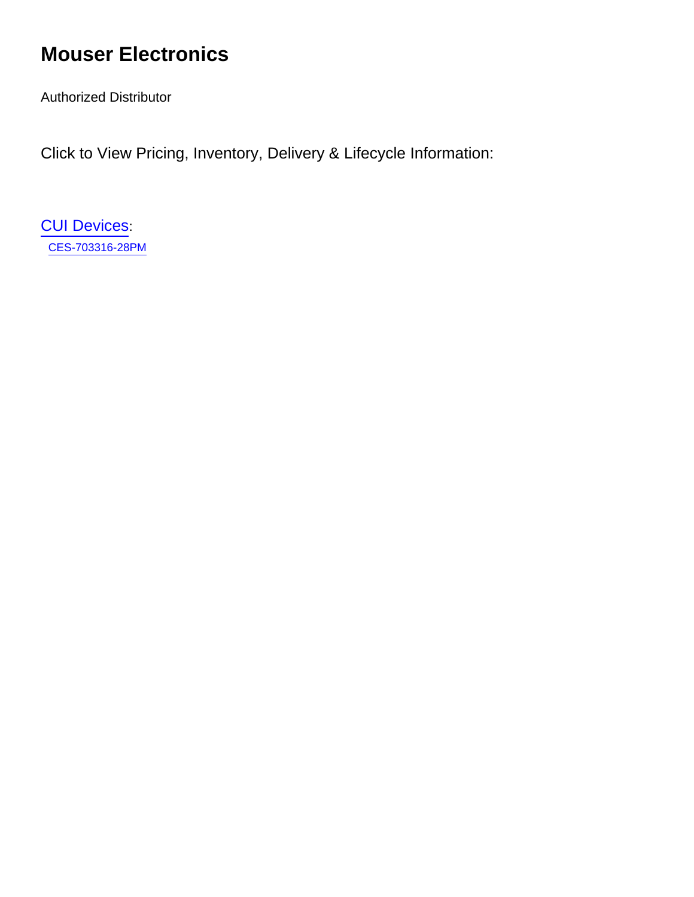# Mouser Electronics

Authorized Distributor

Click to View Pricing, Inventory, Delivery & Lifecycle Information:

[CUI Devices](#):

[CES-703316-28PM](#)